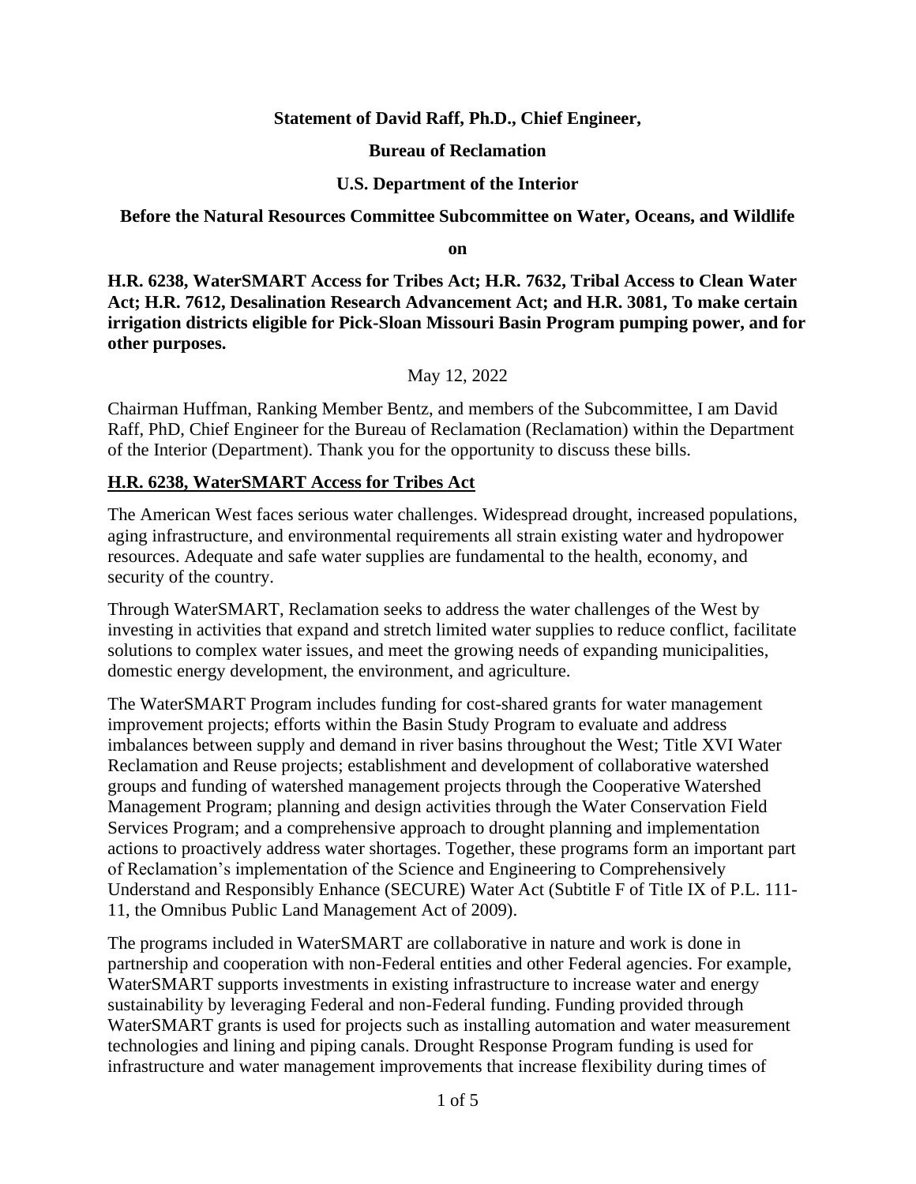**Statement of David Raff, Ph.D., Chief Engineer,**

**Bureau of Reclamation**

**U.S. Department of the Interior**

**Before the Natural Resources Committee Subcommittee on Water, Oceans, and Wildlife**

**on**

**H.R. 6238, WaterSMART Access for Tribes Act; H.R. 7632, Tribal Access to Clean Water Act; H.R. 7612, Desalination Research Advancement Act; and H.R. 3081, To make certain irrigation districts eligible for Pick-Sloan Missouri Basin Program pumping power, and for other purposes.**

May 12, 2022

Chairman Huffman, Ranking Member Bentz, and members of the Subcommittee, I am David Raff, PhD, Chief Engineer for the Bureau of Reclamation (Reclamation) within the Department of the Interior (Department). Thank you for the opportunity to discuss these bills.

## H.R. 6238, WaterSMART Access for Tribes Act

The American West faces serious water challenges. Widespread drought, increased populations, aging infrastructure, and environmental requirements all strain existing water and hydropower resources. Adequate and safe water supplies are fundamental to the health, economy, and security of the country.

Through WaterSMART, Reclamation seeks to address the water challenges of the West by investing in activities that expand and stretch limited water supplies to reduce conflict, facilitate solutions to complex water issues, and meet the growing needs of expanding municipalities, domestic energy development, the environment, and agriculture.

The WaterSMART Program includes funding for cost-shared grants for water management improvement projects; efforts within the Basin Study Program to evaluate and address imbalances between supply and demand in river basins throughout the West; Title XVI Water Reclamation and Reuse projects; establishment and development of collaborative watershed groups and funding of watershed management projects through the Cooperative Watershed Management Program; planning and design activities through the Water Conservation Field Services Program; and a comprehensive approach to drought planning and implementation actions to proactively address water shortages. Together, these programs form an important part of Reclamation's implementation of the Science and Engineering to Comprehensively Understand and Responsibly Enhance (SECURE) Water Act (Subtitle F of Title IX of P.L. 111-11, the Omnibus Public Land Management Act of 2009).

The programs included in WaterSMART are collaborative in nature and work is done in partnership and cooperation with non-Federal entities and other Federal agencies. For example, WaterSMART supports investments in existing infrastructure to increase water and energy sustainability by leveraging Federal and non-Federal funding. Funding provided through WaterSMART grants is used for projects such as installing automation and water measurement technologies and lining and piping canals. Drought Response Program funding is used for infrastructure and water management improvements that increase flexibility during times of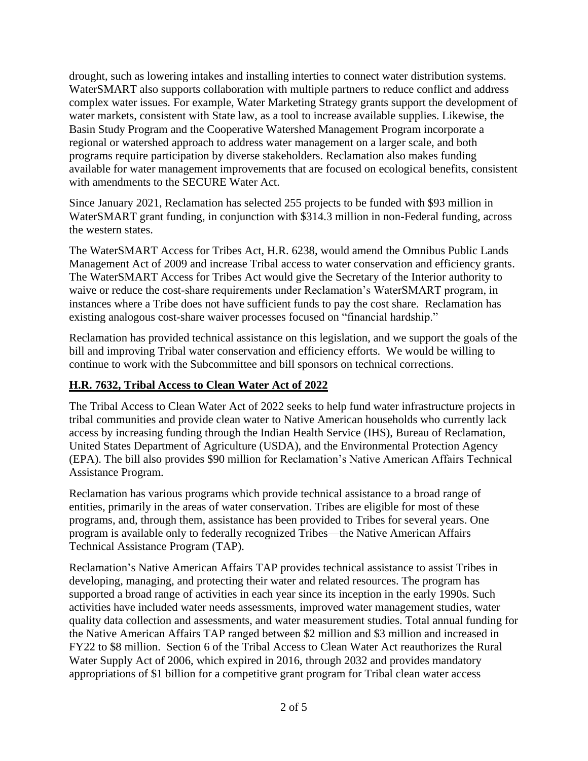drought, such as lowering intakes and installing interties to connect water distribution systems. WaterSMART also supports collaboration with multiple partners to reduce conflict and address complex water issues. For example, Water Marketing Strategy grants support the development of water markets, consistent with State law, as a tool to increase available supplies. Likewise, the Basin Study Program and the Cooperative Watershed Management Program incorporate a regional or watershed approach to address water management on a larger scale, and both programs require participation by diverse stakeholders. Reclamation also makes funding available for water management improvements that are focused on ecological benefits, consistent with amendments to the SECURE Water Act.

Since January 2021, Reclamation has selected 255 projects to be funded with $93 million in WaterSMART grant funding, in conjunction with $314.3 million in non-Federal funding, across the western states.

The WaterSMART Access for Tribes Act, H.R. 6238, would amend the Omnibus Public Lands Management Act of 2009 and increase Tribal access to water conservation and efficiency grants. The WaterSMART Access for Tribes Act would give the Secretary of the Interior authority to waive or reduce the cost-share requirements under Reclamation's WaterSMART program, in instances where a Tribe does not have sufficient funds to pay the cost share. Reclamation has existing analogous cost-share waiver processes focused on "financial hardship."

Reclamation has provided technical assistance on this legislation, and we support the goals of the bill and improving Tribal water conservation and efficiency efforts. We would be willing to continue to work with the Subcommittee and bill sponsors on technical corrections.

## H.R. 7632, Tribal Access to Clean Water Act of 2022

The Tribal Access to Clean Water Act of 2022 seeks to help fund water infrastructure projects in tribal communities and provide clean water to Native American households who currently lack access by increasing funding through the Indian Health Service (IHS), Bureau of Reclamation, United States Department of Agriculture (USDA), and the Environmental Protection Agency (EPA). The bill also provides $90 million for Reclamation's Native American Affairs Technical Assistance Program.

Reclamation has various programs which provide technical assistance to a broad range of entities, primarily in the areas of water conservation. Tribes are eligible for most of these programs, and, through them, assistance has been provided to Tribes for several years. One program is available only to federally recognized Tribes—the Native American Affairs Technical Assistance Program (TAP).

Reclamation's Native American Affairs TAP provides technical assistance to assist Tribes in developing, managing, and protecting their water and related resources. The program has supported a broad range of activities in each year since its inception in the early 1990s. Such activities have included water needs assessments, improved water management studies, water quality data collection and assessments, and water measurement studies. Total annual funding for the Native American Affairs TAP ranged between $2 million and $3 million and increased in FY22 to $8 million. Section 6 of the Tribal Access to Clean Water Act reauthorizes the Rural Water Supply Act of 2006, which expired in 2016, through 2032 and provides mandatory appropriations of $1 billion for a competitive grant program for Tribal clean water access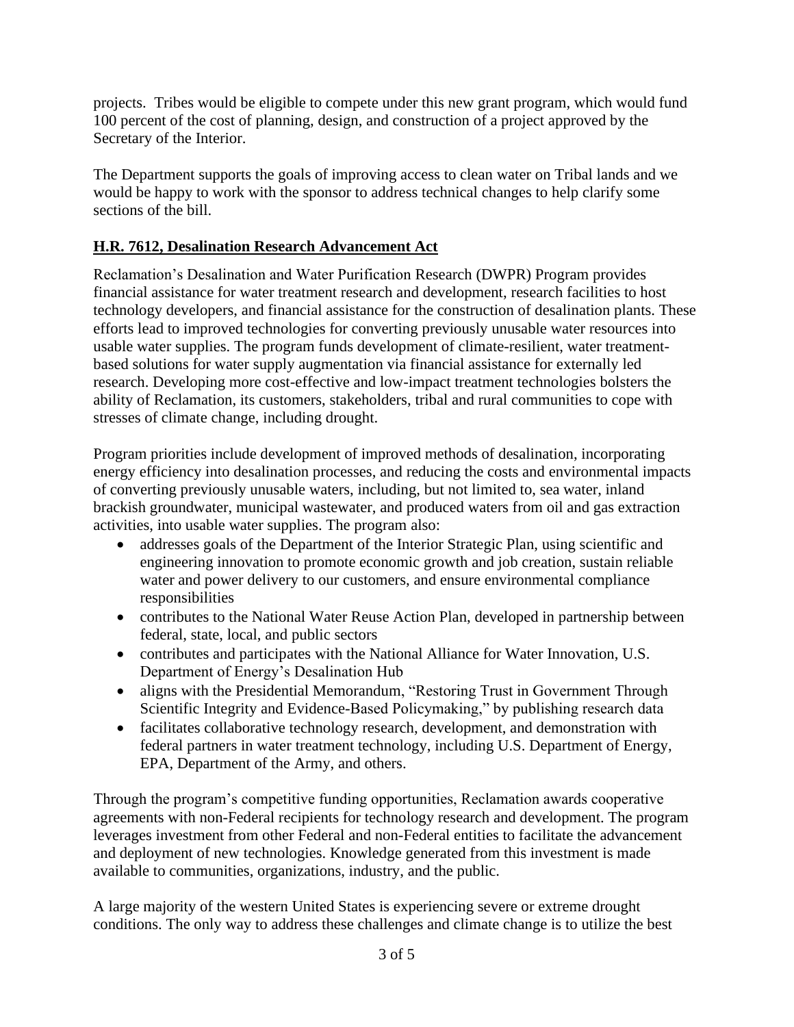projects. Tribes would be eligible to compete under this new grant program, which would fund 100 percent of the cost of planning, design, and construction of a project approved by the Secretary of the Interior.

The Department supports the goals of improving access to clean water on Tribal lands and we would be happy to work with the sponsor to address technical changes to help clarify some sections of the bill.

## H.R. 7612, Desalination Research Advancement Act

Reclamation's Desalination and Water Purification Research (DWPR) Program provides financial assistance for water treatment research and development, research facilities to host technology developers, and financial assistance for the construction of desalination plants. These efforts lead to improved technologies for converting previously unusable water resources into usable water supplies. The program funds development of climate-resilient, water treatment-based solutions for water supply augmentation via financial assistance for externally led research. Developing more cost-effective and low-impact treatment technologies bolsters the ability of Reclamation, its customers, stakeholders, tribal and rural communities to cope with stresses of climate change, including drought.

Program priorities include development of improved methods of desalination, incorporating energy efficiency into desalination processes, and reducing the costs and environmental impacts of converting previously unusable waters, including, but not limited to, sea water, inland brackish groundwater, municipal wastewater, and produced waters from oil and gas extraction activities, into usable water supplies. The program also:

- addresses goals of the Department of the Interior Strategic Plan, using scientific and engineering innovation to promote economic growth and job creation, sustain reliable water and power delivery to our customers, and ensure environmental compliance responsibilities
- contributes to the National Water Reuse Action Plan, developed in partnership between federal, state, local, and public sectors
- contributes and participates with the National Alliance for Water Innovation, U.S. Department of Energy's Desalination Hub
- aligns with the Presidential Memorandum, "Restoring Trust in Government Through Scientific Integrity and Evidence-Based Policymaking," by publishing research data
- facilitates collaborative technology research, development, and demonstration with federal partners in water treatment technology, including U.S. Department of Energy, EPA, Department of the Army, and others.

Through the program's competitive funding opportunities, Reclamation awards cooperative agreements with non-Federal recipients for technology research and development. The program leverages investment from other Federal and non-Federal entities to facilitate the advancement and deployment of new technologies. Knowledge generated from this investment is made available to communities, organizations, industry, and the public.

A large majority of the western United States is experiencing severe or extreme drought conditions. The only way to address these challenges and climate change is to utilize the best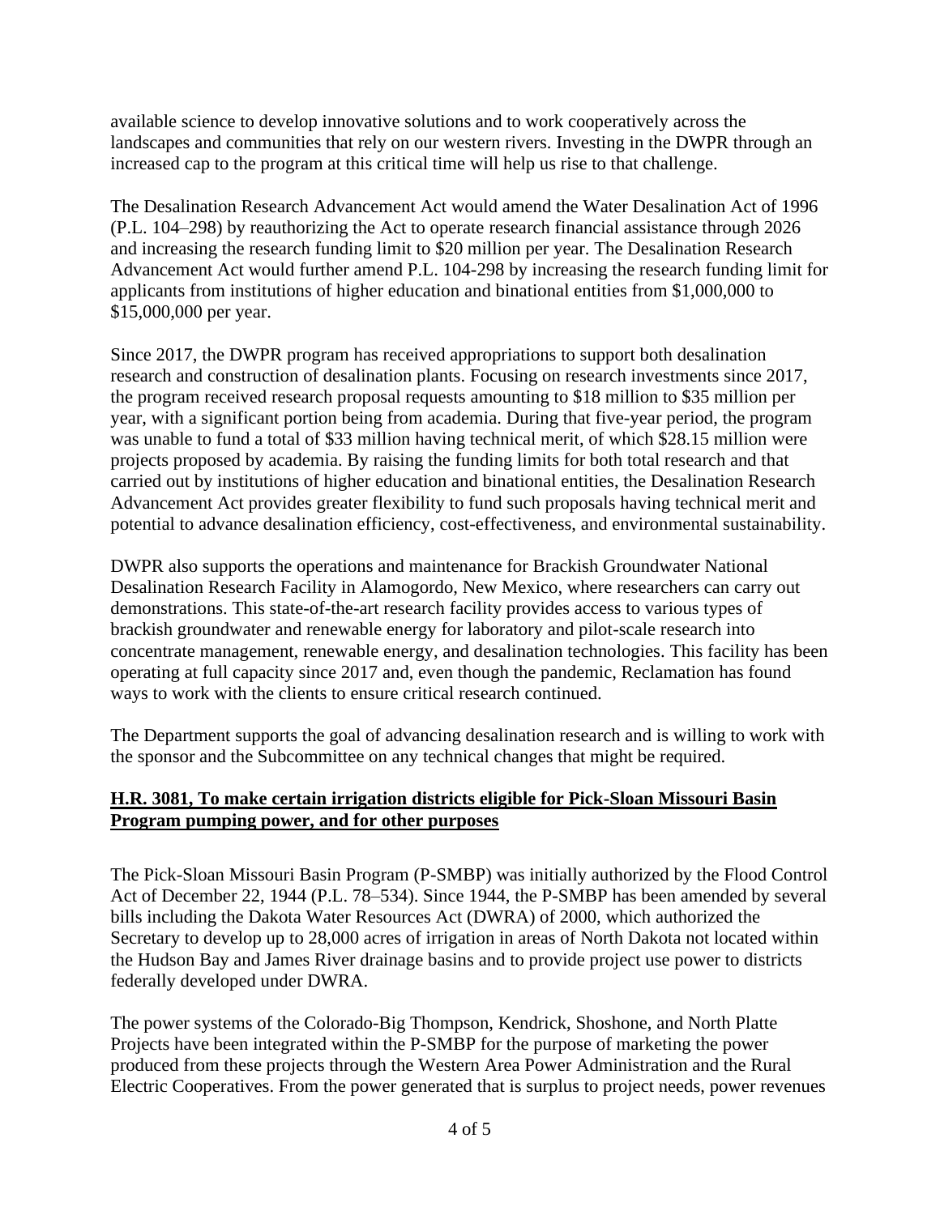available science to develop innovative solutions and to work cooperatively across the landscapes and communities that rely on our western rivers. Investing in the DWPR through an increased cap to the program at this critical time will help us rise to that challenge.

The Desalination Research Advancement Act would amend the Water Desalination Act of 1996 (P.L. 104–298) by reauthorizing the Act to operate research financial assistance through 2026 and increasing the research funding limit to $20 million per year. The Desalination Research Advancement Act would further amend P.L. 104-298 by increasing the research funding limit for applicants from institutions of higher education and binational entities from $1,000,000 to $15,000,000 per year.

Since 2017, the DWPR program has received appropriations to support both desalination research and construction of desalination plants. Focusing on research investments since 2017, the program received research proposal requests amounting to $18 million to $35 million per year, with a significant portion being from academia. During that five-year period, the program was unable to fund a total of $33 million having technical merit, of which $28.15 million were projects proposed by academia. By raising the funding limits for both total research and that carried out by institutions of higher education and binational entities, the Desalination Research Advancement Act provides greater flexibility to fund such proposals having technical merit and potential to advance desalination efficiency, cost-effectiveness, and environmental sustainability.

DWPR also supports the operations and maintenance for Brackish Groundwater National Desalination Research Facility in Alamogordo, New Mexico, where researchers can carry out demonstrations. This state-of-the-art research facility provides access to various types of brackish groundwater and renewable energy for laboratory and pilot-scale research into concentrate management, renewable energy, and desalination technologies. This facility has been operating at full capacity since 2017 and, even though the pandemic, Reclamation has found ways to work with the clients to ensure critical research continued.

The Department supports the goal of advancing desalination research and is willing to work with the sponsor and the Subcommittee on any technical changes that might be required.

**H.R. 3081, To make certain irrigation districts eligible for Pick-Sloan Missouri Basin Program pumping power, and for other purposes**

The Pick-Sloan Missouri Basin Program (P-SMBP) was initially authorized by the Flood Control Act of December 22, 1944 (P.L. 78–534). Since 1944, the P-SMBP has been amended by several bills including the Dakota Water Resources Act (DWRA) of 2000, which authorized the Secretary to develop up to 28,000 acres of irrigation in areas of North Dakota not located within the Hudson Bay and James River drainage basins and to provide project use power to districts federally developed under DWRA.

The power systems of the Colorado-Big Thompson, Kendrick, Shoshone, and North Platte Projects have been integrated within the P-SMBP for the purpose of marketing the power produced from these projects through the Western Area Power Administration and the Rural Electric Cooperatives. From the power generated that is surplus to project needs, power revenues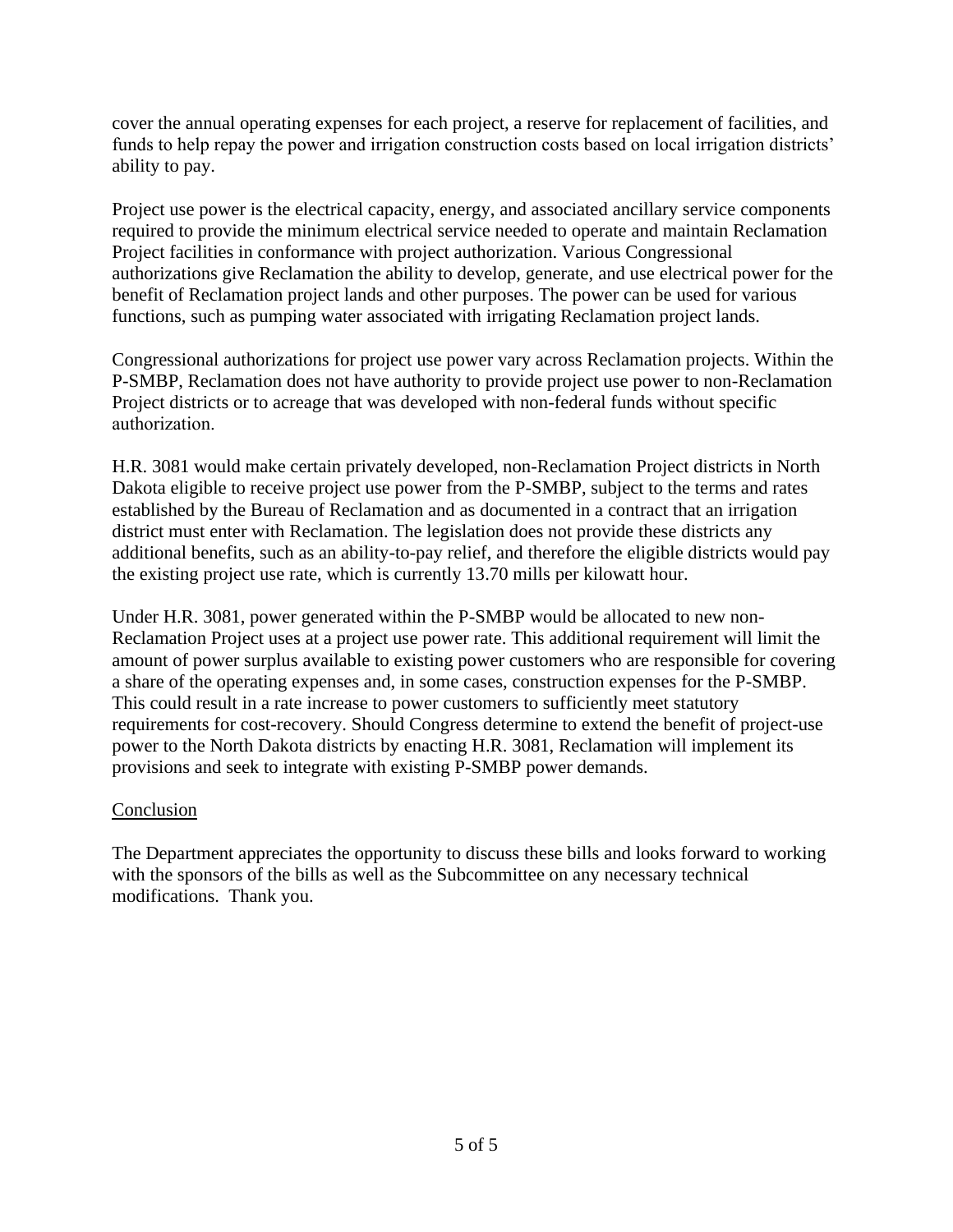cover the annual operating expenses for each project, a reserve for replacement of facilities, and funds to help repay the power and irrigation construction costs based on local irrigation districts' ability to pay.

Project use power is the electrical capacity, energy, and associated ancillary service components required to provide the minimum electrical service needed to operate and maintain Reclamation Project facilities in conformance with project authorization. Various Congressional authorizations give Reclamation the ability to develop, generate, and use electrical power for the benefit of Reclamation project lands and other purposes. The power can be used for various functions, such as pumping water associated with irrigating Reclamation project lands.

Congressional authorizations for project use power vary across Reclamation projects. Within the P-SMBP, Reclamation does not have authority to provide project use power to non-Reclamation Project districts or to acreage that was developed with non-federal funds without specific authorization.

H.R. 3081 would make certain privately developed, non-Reclamation Project districts in North Dakota eligible to receive project use power from the P-SMBP, subject to the terms and rates established by the Bureau of Reclamation and as documented in a contract that an irrigation district must enter with Reclamation. The legislation does not provide these districts any additional benefits, such as an ability-to-pay relief, and therefore the eligible districts would pay the existing project use rate, which is currently 13.70 mills per kilowatt hour.

Under H.R. 3081, power generated within the P-SMBP would be allocated to new non-Reclamation Project uses at a project use power rate. This additional requirement will limit the amount of power surplus available to existing power customers who are responsible for covering a share of the operating expenses and, in some cases, construction expenses for the P-SMBP. This could result in a rate increase to power customers to sufficiently meet statutory requirements for cost-recovery. Should Congress determine to extend the benefit of project-use power to the North Dakota districts by enacting H.R. 3081, Reclamation will implement its provisions and seek to integrate with existing P-SMBP power demands.

## Conclusion

The Department appreciates the opportunity to discuss these bills and looks forward to working with the sponsors of the bills as well as the Subcommittee on any necessary technical modifications. Thank you.